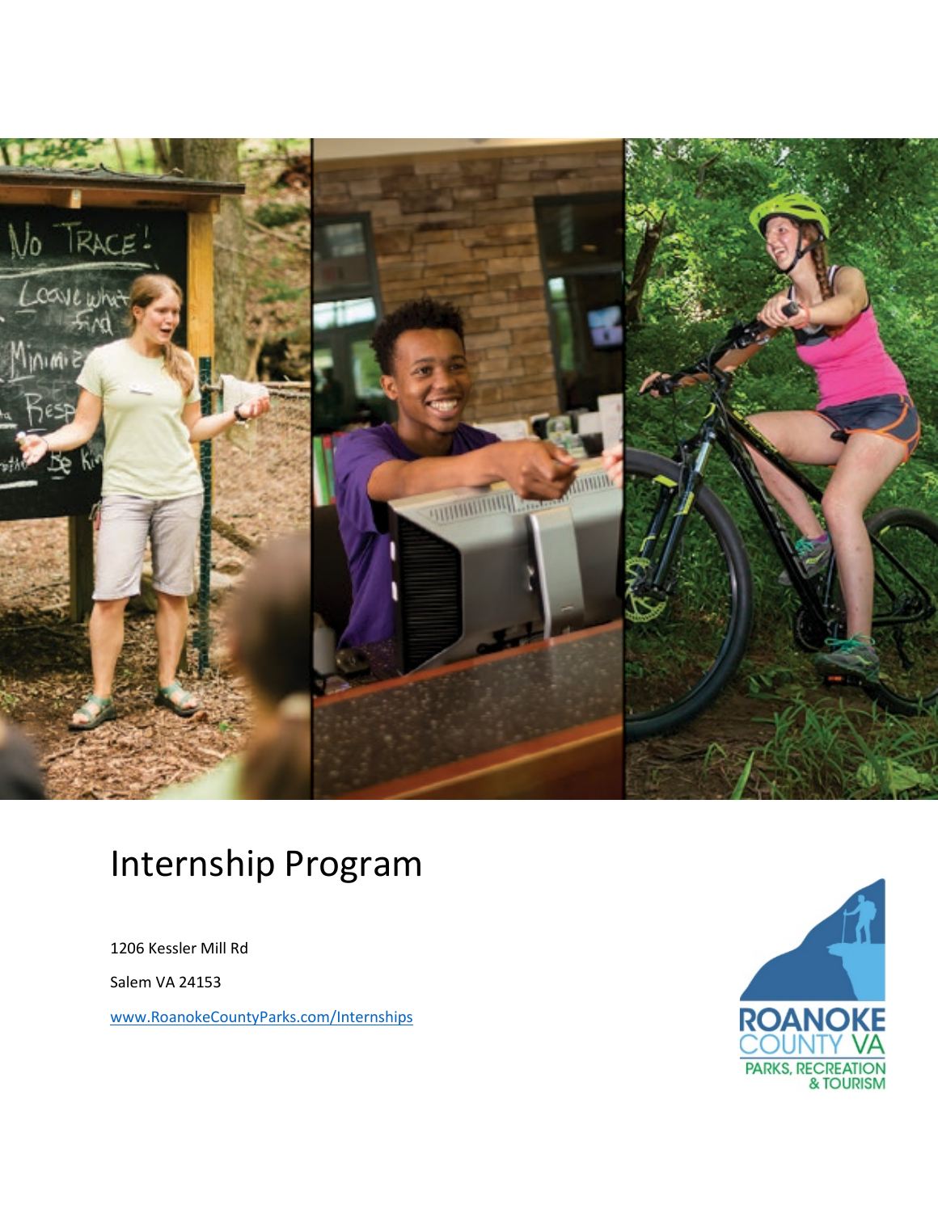# Internship Program

1206 Kessler Mill Rd

Salem VA 24153

www.RoanokeCountyParks.com/Internships

ROANOKE COUNTY VA

PARKS, RECREATION & TOURISM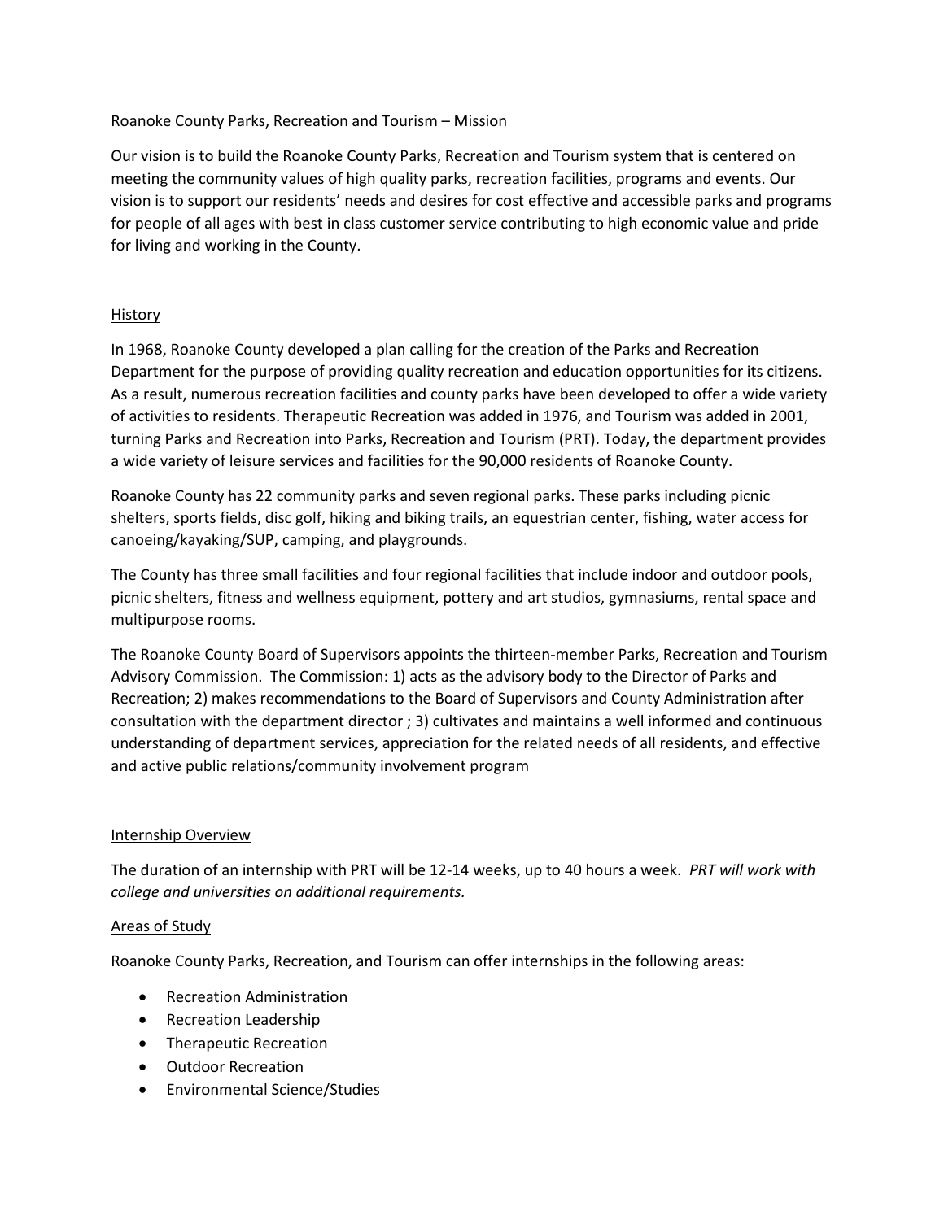Roanoke County Parks, Recreation and Tourism – Mission

Our vision is to build the Roanoke County Parks, Recreation and Tourism system that is centered on meeting the community values of high quality parks, recreation facilities, programs and events. Our vision is to support our residents' needs and desires for cost effective and accessible parks and programs for people of all ages with best in class customer service contributing to high economic value and pride for living and working in the County.

## History

In 1968, Roanoke County developed a plan calling for the creation of the Parks and Recreation Department for the purpose of providing quality recreation and education opportunities for its citizens. As a result, numerous recreation facilities and county parks have been developed to offer a wide variety of activities to residents. Therapeutic Recreation was added in 1976, and Tourism was added in 2001, turning Parks and Recreation into Parks, Recreation and Tourism (PRT). Today, the department provides a wide variety of leisure services and facilities for the 90,000 residents of Roanoke County.

Roanoke County has 22 community parks and seven regional parks. These parks including picnic shelters, sports fields, disc golf, hiking and biking trails, an equestrian center, fishing, water access for canoeing/kayaking/SUP, camping, and playgrounds.

The County has three small facilities and four regional facilities that include indoor and outdoor pools, picnic shelters, fitness and wellness equipment, pottery and art studios, gymnasiums, rental space and multipurpose rooms.

The Roanoke County Board of Supervisors appoints the thirteen-member Parks, Recreation and Tourism Advisory Commission. The Commission: 1) acts as the advisory body to the Director of Parks and Recreation; 2) makes recommendations to the Board of Supervisors and County Administration after consultation with the department director ; 3) cultivates and maintains a well informed and continuous understanding of department services, appreciation for the related needs of all residents, and effective and active public relations/community involvement program

## Internship Overview

The duration of an internship with PRT will be 12-14 weeks, up to 40 hours a week. *PRT will work with college and universities on additional requirements.*

## Areas of Study

Roanoke County Parks, Recreation, and Tourism can offer internships in the following areas:

- Recreation Administration
- Recreation Leadership
- Therapeutic Recreation
- Outdoor Recreation
- Environmental Science/Studies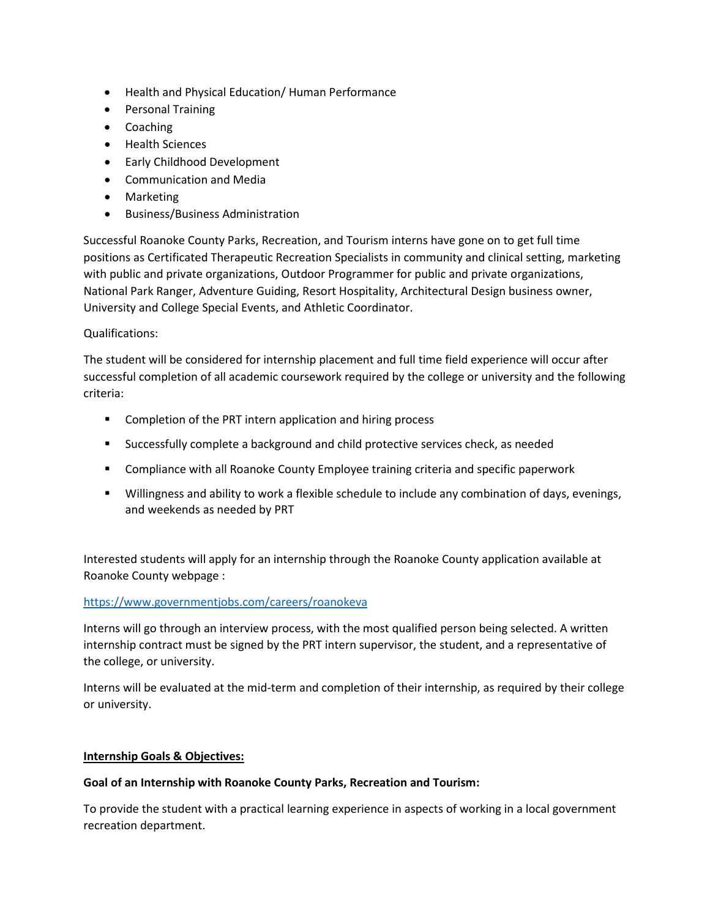- Health and Physical Education/ Human Performance
- Personal Training
- Coaching
- Health Sciences
- Early Childhood Development
- Communication and Media
- Marketing
- Business/Business Administration

Successful Roanoke County Parks, Recreation, and Tourism interns have gone on to get full time positions as Certificated Therapeutic Recreation Specialists in community and clinical setting, marketing with public and private organizations, Outdoor Programmer for public and private organizations, National Park Ranger, Adventure Guiding, Resort Hospitality, Architectural Design business owner, University and College Special Events, and Athletic Coordinator.

Qualifications:

The student will be considered for internship placement and full time field experience will occur after successful completion of all academic coursework required by the college or university and the following criteria:

- Completion of the PRT intern application and hiring process
- Successfully complete a background and child protective services check, as needed
- Compliance with all Roanoke County Employee training criteria and specific paperwork
- Willingness and ability to work a flexible schedule to include any combination of days, evenings, and weekends as needed by PRT

Interested students will apply for an internship through the Roanoke County application available at Roanoke County webpage :

[https://www.governmentjobs.com/careers/roanokeva](https://www.governmentjobs.com/careers/roanokeva)

Interns will go through an interview process, with the most qualified person being selected. A written internship contract must be signed by the PRT intern supervisor, the student, and a representative of the college, or university.

Interns will be evaluated at the mid-term and completion of their internship, as required by their college or university.

**<u>Internship Goals & Objectives:</u>**

**Goal of an Internship with Roanoke County Parks, Recreation and Tourism:**

To provide the student with a practical learning experience in aspects of working in a local government recreation department.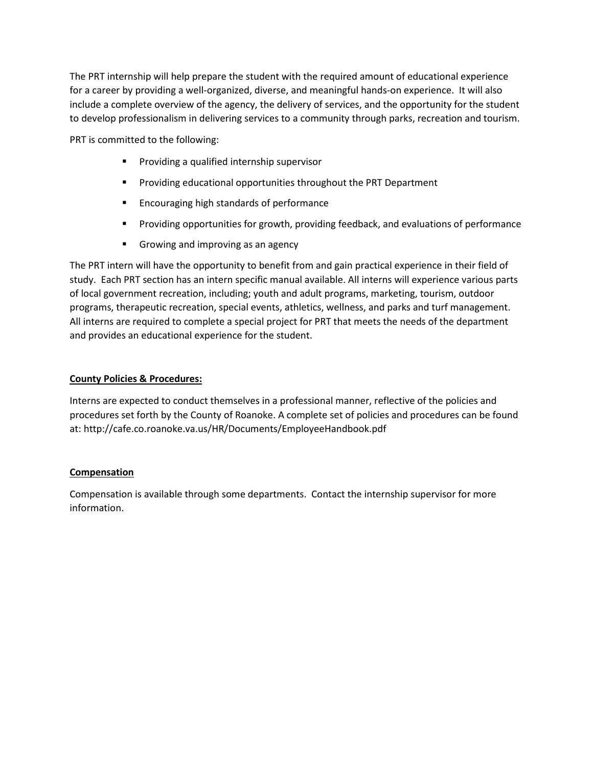The PRT internship will help prepare the student with the required amount of educational experience for a career by providing a well-organized, diverse, and meaningful hands-on experience. It will also include a complete overview of the agency, the delivery of services, and the opportunity for the student to develop professionalism in delivering services to a community through parks, recreation and tourism.

PRT is committed to the following:

- Providing a qualified internship supervisor
- Providing educational opportunities throughout the PRT Department
- Encouraging high standards of performance
- Providing opportunities for growth, providing feedback, and evaluations of performance
- Growing and improving as an agency

The PRT intern will have the opportunity to benefit from and gain practical experience in their field of study. Each PRT section has an intern specific manual available. All interns will experience various parts of local government recreation, including; youth and adult programs, marketing, tourism, outdoor programs, therapeutic recreation, special events, athletics, wellness, and parks and turf management. All interns are required to complete a special project for PRT that meets the needs of the department and provides an educational experience for the student.

**County Policies & Procedures:**

Interns are expected to conduct themselves in a professional manner, reflective of the policies and procedures set forth by the County of Roanoke. A complete set of policies and procedures can be found at: http://cafe.co.roanoke.va.us/HR/Documents/EmployeeHandbook.pdf

**Compensation**

Compensation is available through some departments. Contact the internship supervisor for more information.